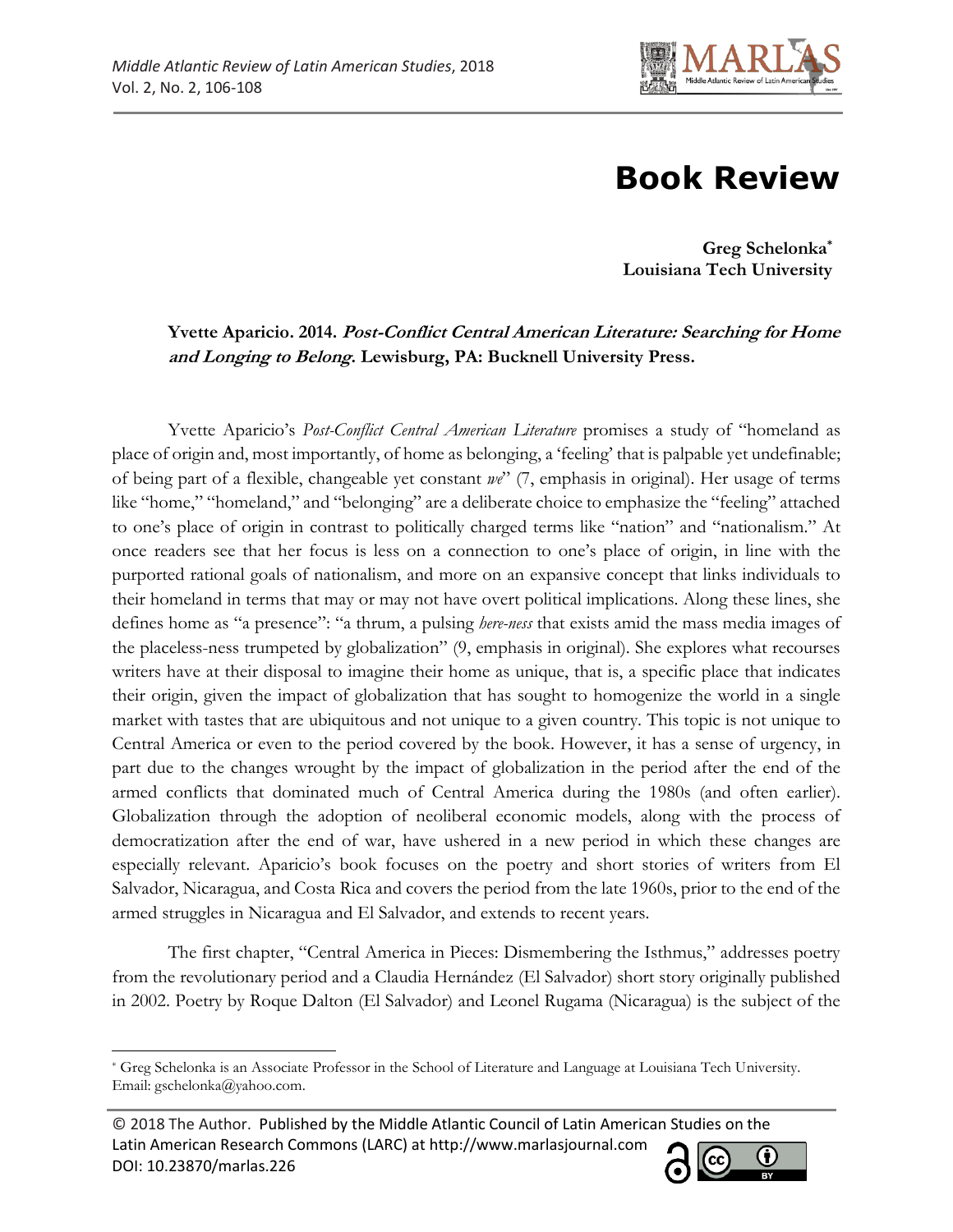# Book Review

**Greg Schelonka[*]**
**Louisiana Tech University**

**Yvette Aparicio. 2014. *Post-Conflict Central American Literature: Searching for Home and Longing to Belong*. Lewisburg, PA: Bucknell University Press.**

Yvette Aparicio's *Post-Conflict Central American Literature* promises a study of "homeland as place of origin and, most importantly, of home as belonging, a 'feeling' that is palpable yet undefinable; of being part of a flexible, changeable yet constant *we*" (7, emphasis in original). Her usage of terms like "home," "homeland," and "belonging" are a deliberate choice to emphasize the "feeling" attached to one's place of origin in contrast to politically charged terms like "nation" and "nationalism." At once readers see that her focus is less on a connection to one's place of origin, in line with the purported rational goals of nationalism, and more on an expansive concept that links individuals to their homeland in terms that may or may not have overt political implications. Along these lines, she defines home as "a presence": "a thrum, a pulsing *here-ness* that exists amid the mass media images of the placeless-ness trumpeted by globalization" (9, emphasis in original). She explores what recourses writers have at their disposal to imagine their home as unique, that is, a specific place that indicates their origin, given the impact of globalization that has sought to homogenize the world in a single market with tastes that are ubiquitous and not unique to a given country. This topic is not unique to Central America or even to the period covered by the book. However, it has a sense of urgency, in part due to the changes wrought by the impact of globalization in the period after the end of the armed conflicts that dominated much of Central America during the 1980s (and often earlier). Globalization through the adoption of neoliberal economic models, along with the process of democratization after the end of war, have ushered in a new period in which these changes are especially relevant. Aparicio's book focuses on the poetry and short stories of writers from El Salvador, Nicaragua, and Costa Rica and covers the period from the late 1960s, prior to the end of the armed struggles in Nicaragua and El Salvador, and extends to recent years.

The first chapter, "Central America in Pieces: Dismembering the Isthmus," addresses poetry from the revolutionary period and a Claudia Hernández (El Salvador) short story originally published in 2002. Poetry by Roque Dalton (El Salvador) and Leonel Rugama (Nicaragua) is the subject of the

[*] Greg Schelonka is an Associate Professor in the School of Literature and Language at Louisiana Tech University. Email: gschelonka@yahoo.com.

© 2018 The Author. Published by the Middle Atlantic Council of Latin American Studies on the Latin American Research Commons (LARC) at http://www.marlasjournal.com
DOI: 10.23870/marlas.226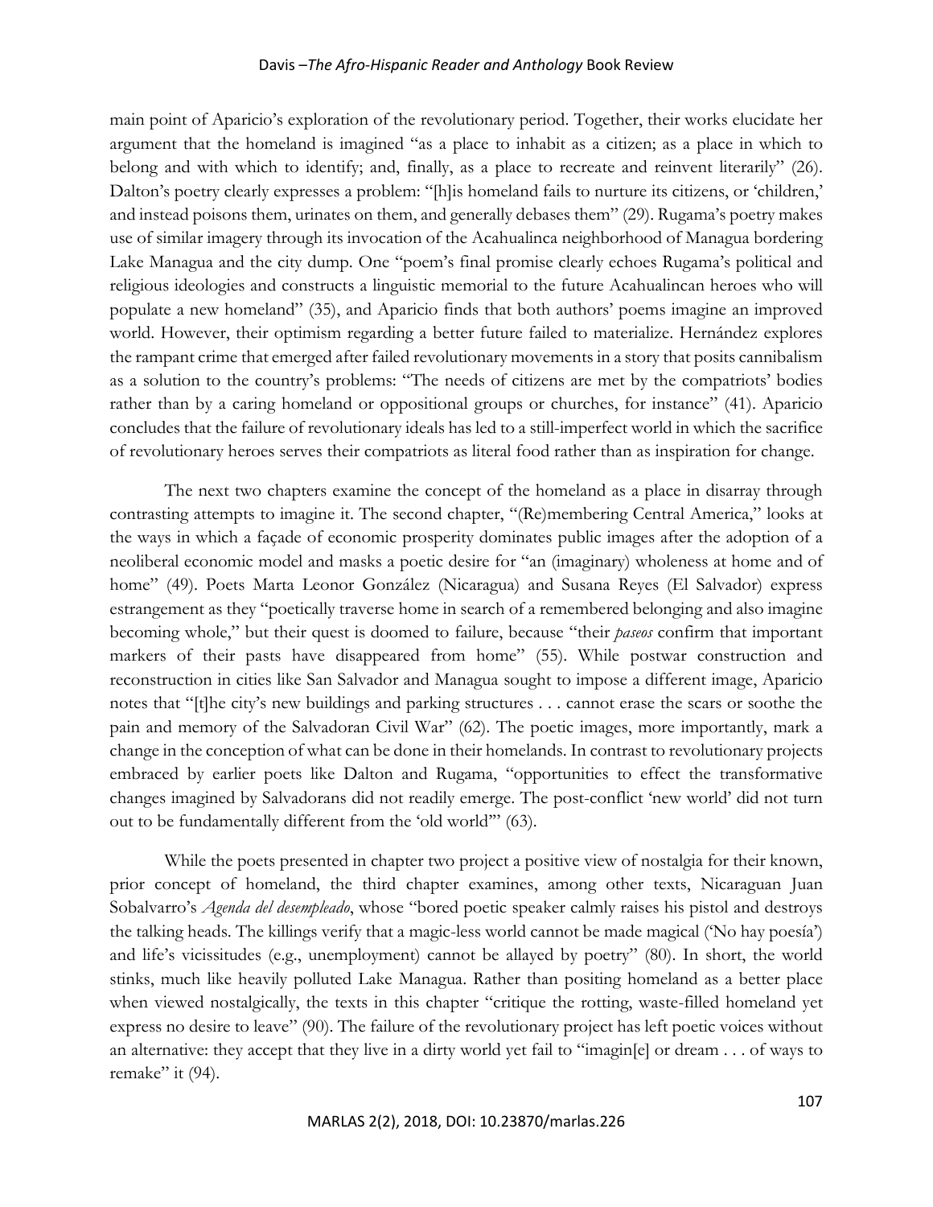main point of Aparicio's exploration of the revolutionary period. Together, their works elucidate her argument that the homeland is imagined "as a place to inhabit as a citizen; as a place in which to belong and with which to identify; and, finally, as a place to recreate and reinvent literarily" (26). Dalton's poetry clearly expresses a problem: "[h]is homeland fails to nurture its citizens, or 'children,' and instead poisons them, urinates on them, and generally debases them" (29). Rugama's poetry makes use of similar imagery through its invocation of the Acahualinca neighborhood of Managua bordering Lake Managua and the city dump. One "poem's final promise clearly echoes Rugama's political and religious ideologies and constructs a linguistic memorial to the future Acahualincan heroes who will populate a new homeland" (35), and Aparicio finds that both authors' poems imagine an improved world. However, their optimism regarding a better future failed to materialize. Hernández explores the rampant crime that emerged after failed revolutionary movements in a story that posits cannibalism as a solution to the country's problems: "The needs of citizens are met by the compatriots' bodies rather than by a caring homeland or oppositional groups or churches, for instance" (41). Aparicio concludes that the failure of revolutionary ideals has led to a still-imperfect world in which the sacrifice of revolutionary heroes serves their compatriots as literal food rather than as inspiration for change.

The next two chapters examine the concept of the homeland as a place in disarray through contrasting attempts to imagine it. The second chapter, "(Re)membering Central America," looks at the ways in which a façade of economic prosperity dominates public images after the adoption of a neoliberal economic model and masks a poetic desire for "an (imaginary) wholeness at home and of home" (49). Poets Marta Leonor González (Nicaragua) and Susana Reyes (El Salvador) express estrangement as they "poetically traverse home in search of a remembered belonging and also imagine becoming whole," but their quest is doomed to failure, because "their *paseos* confirm that important markers of their pasts have disappeared from home" (55). While postwar construction and reconstruction in cities like San Salvador and Managua sought to impose a different image, Aparicio notes that "[t]he city's new buildings and parking structures . . . cannot erase the scars or soothe the pain and memory of the Salvadoran Civil War" (62). The poetic images, more importantly, mark a change in the conception of what can be done in their homelands. In contrast to revolutionary projects embraced by earlier poets like Dalton and Rugama, "opportunities to effect the transformative changes imagined by Salvadorans did not readily emerge. The post-conflict 'new world' did not turn out to be fundamentally different from the 'old world'" (63).

While the poets presented in chapter two project a positive view of nostalgia for their known, prior concept of homeland, the third chapter examines, among other texts, Nicaraguan Juan Sobalvarro's *Agenda del desempleado*, whose "bored poetic speaker calmly raises his pistol and destroys the talking heads. The killings verify that a magic-less world cannot be made magical ('No hay poesía') and life's vicissitudes (e.g., unemployment) cannot be allayed by poetry" (80). In short, the world stinks, much like heavily polluted Lake Managua. Rather than positing homeland as a better place when viewed nostalgically, the texts in this chapter "critique the rotting, waste-filled homeland yet express no desire to leave" (90). The failure of the revolutionary project has left poetic voices without an alternative: they accept that they live in a dirty world yet fail to "imagin[e] or dream . . . of ways to remake" it (94).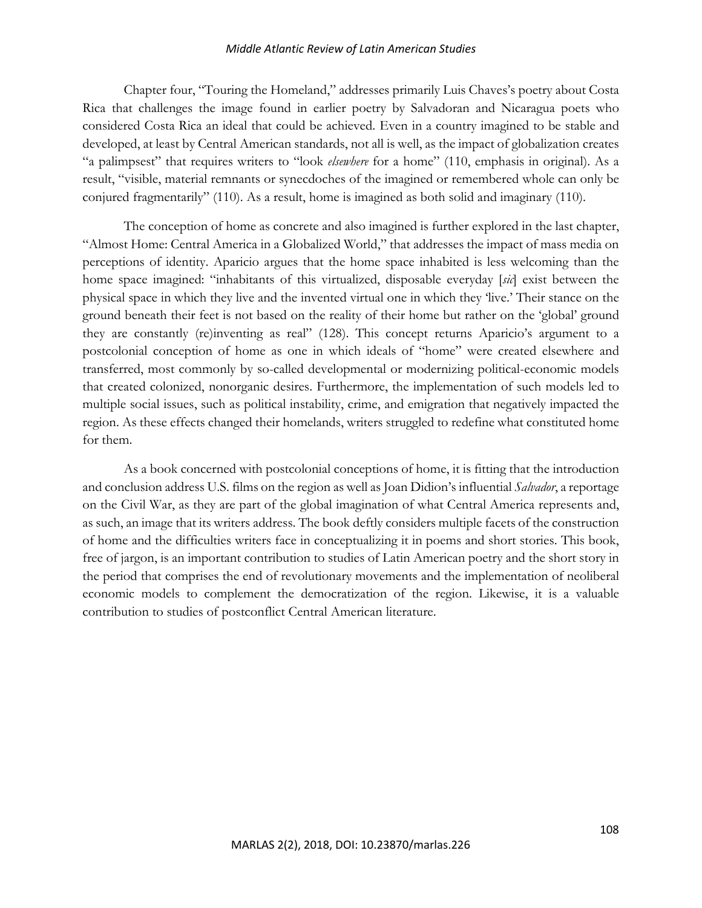Chapter four, "Touring the Homeland," addresses primarily Luis Chaves's poetry about Costa Rica that challenges the image found in earlier poetry by Salvadoran and Nicaragua poets who considered Costa Rica an ideal that could be achieved. Even in a country imagined to be stable and developed, at least by Central American standards, not all is well, as the impact of globalization creates "a palimpsest" that requires writers to "look *elsewhere* for a home" (110, emphasis in original). As a result, "visible, material remnants or synecdoches of the imagined or remembered whole can only be conjured fragmentarily" (110). As a result, home is imagined as both solid and imaginary (110).

The conception of home as concrete and also imagined is further explored in the last chapter, "Almost Home: Central America in a Globalized World," that addresses the impact of mass media on perceptions of identity. Aparicio argues that the home space inhabited is less welcoming than the home space imagined: "inhabitants of this virtualized, disposable everyday [*sic*] exist between the physical space in which they live and the invented virtual one in which they 'live.' Their stance on the ground beneath their feet is not based on the reality of their home but rather on the 'global' ground they are constantly (re)inventing as real" (128). This concept returns Aparicio's argument to a postcolonial conception of home as one in which ideals of "home" were created elsewhere and transferred, most commonly by so-called developmental or modernizing political-economic models that created colonized, nonorganic desires. Furthermore, the implementation of such models led to multiple social issues, such as political instability, crime, and emigration that negatively impacted the region. As these effects changed their homelands, writers struggled to redefine what constituted home for them.

As a book concerned with postcolonial conceptions of home, it is fitting that the introduction and conclusion address U.S. films on the region as well as Joan Didion's influential *Salvador*, a reportage on the Civil War, as they are part of the global imagination of what Central America represents and, as such, an image that its writers address. The book deftly considers multiple facets of the construction of home and the difficulties writers face in conceptualizing it in poems and short stories. This book, free of jargon, is an important contribution to studies of Latin American poetry and the short story in the period that comprises the end of revolutionary movements and the implementation of neoliberal economic models to complement the democratization of the region. Likewise, it is a valuable contribution to studies of postconflict Central American literature.